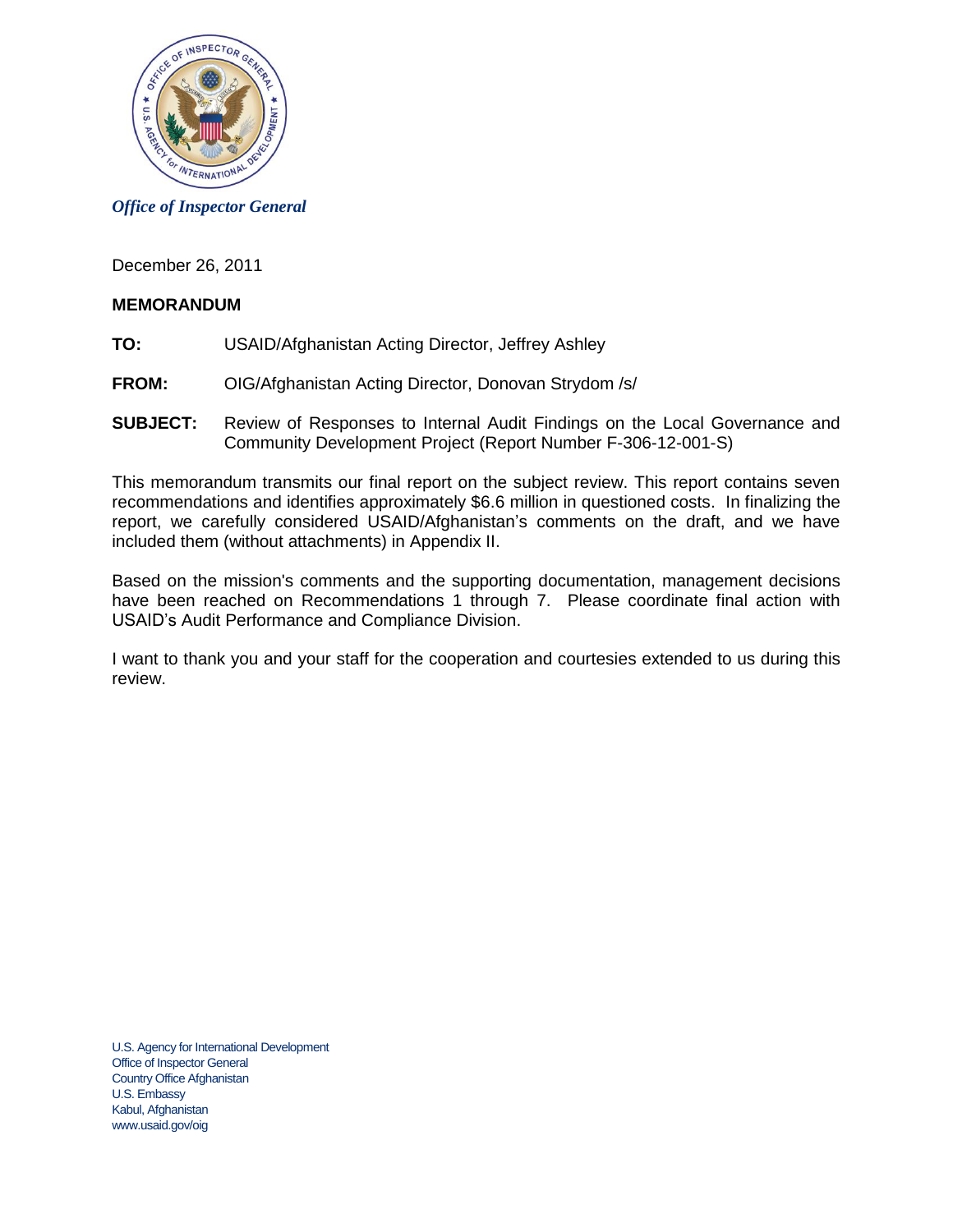*Office of Inspector General*

December 26, 2011

**MEMORANDUM**

**TO:** USAID/Afghanistan Acting Director, Jeffrey Ashley

**FROM:** OIG/Afghanistan Acting Director, Donovan Strydom /s/

**SUBJECT:** Review of Responses to Internal Audit Findings on the Local Governance and Community Development Project (Report Number F-306-12-001-S)

This memorandum transmits our final report on the subject review. This report contains seven recommendations and identifies approximately $6.6 million in questioned costs. In finalizing the report, we carefully considered USAID/Afghanistan's comments on the draft, and we have included them (without attachments) in Appendix II.

Based on the mission's comments and the supporting documentation, management decisions have been reached on Recommendations 1 through 7. Please coordinate final action with USAID's Audit Performance and Compliance Division.

I want to thank you and your staff for the cooperation and courtesies extended to us during this review.

U.S. Agency for International Development
Office of Inspector General
Country Office Afghanistan
U.S. Embassy
Kabul, Afghanistan
www.usaid.gov/oig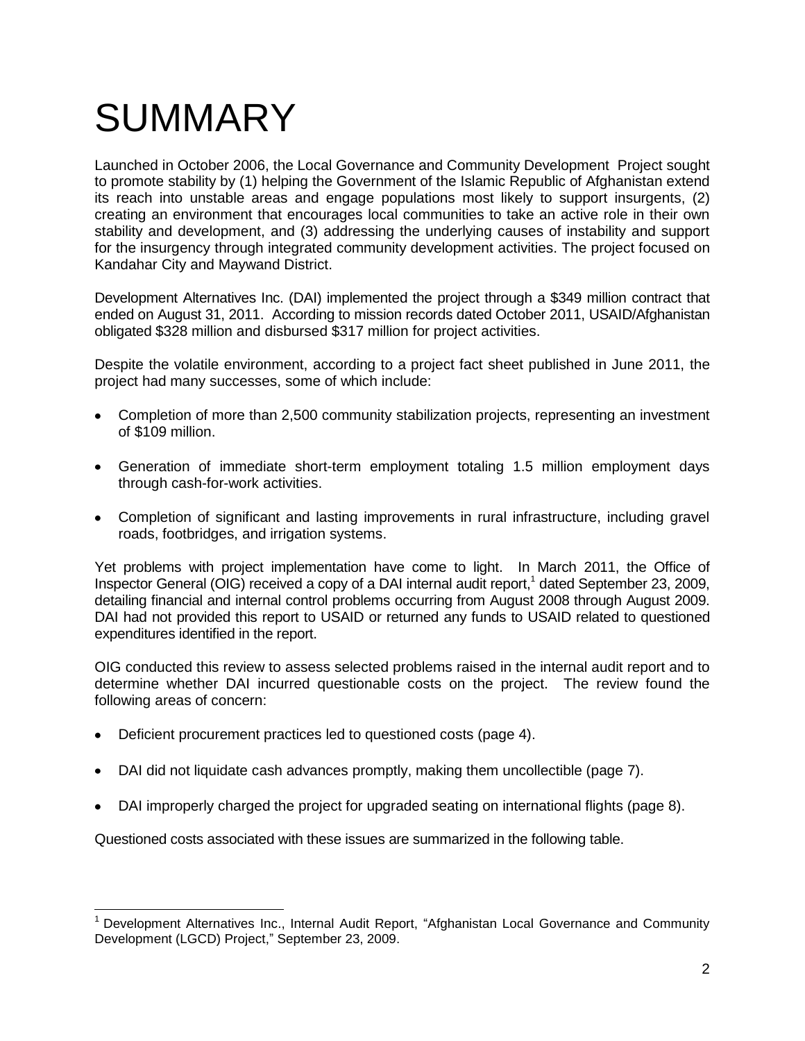// SUMMARY

Launched in October 2006, the Local Governance and Community Development Project sought to promote stability by (1) helping the Government of the Islamic Republic of Afghanistan extend its reach into unstable areas and engage populations most likely to support insurgents, (2) creating an environment that encourages local communities to take an active role in their own stability and development, and (3) addressing the underlying causes of instability and support for the insurgency through integrated community development activities. The project focused on Kandahar City and Maywand District.

Development Alternatives Inc. (DAI) implemented the project through a $349 million contract that ended on August 31, 2011. According to mission records dated October 2011, USAID/Afghanistan obligated $328 million and disbursed $317 million for project activities.

Despite the volatile environment, according to a project fact sheet published in June 2011, the project had many successes, some of which include:

- Completion of more than 2,500 community stabilization projects, representing an investment of $109 million.
- Generation of immediate short-term employment totaling 1.5 million employment days through cash-for-work activities.
- Completion of significant and lasting improvements in rural infrastructure, including gravel roads, footbridges, and irrigation systems.

Yet problems with project implementation have come to light. In March 2011, the Office of Inspector General (OIG) received a copy of a DAI internal audit report,[1] dated September 23, 2009, detailing financial and internal control problems occurring from August 2008 through August 2009. DAI had not provided this report to USAID or returned any funds to USAID related to questioned expenditures identified in the report.

OIG conducted this review to assess selected problems raised in the internal audit report and to determine whether DAI incurred questionable costs on the project. The review found the following areas of concern:

- Deficient procurement practices led to questioned costs (page 4).
- DAI did not liquidate cash advances promptly, making them uncollectible (page 7).
- DAI improperly charged the project for upgraded seating on international flights (page 8).

Questioned costs associated with these issues are summarized in the following table.

[1] Development Alternatives Inc., Internal Audit Report, "Afghanistan Local Governance and Community Development (LGCD) Project," September 23, 2009.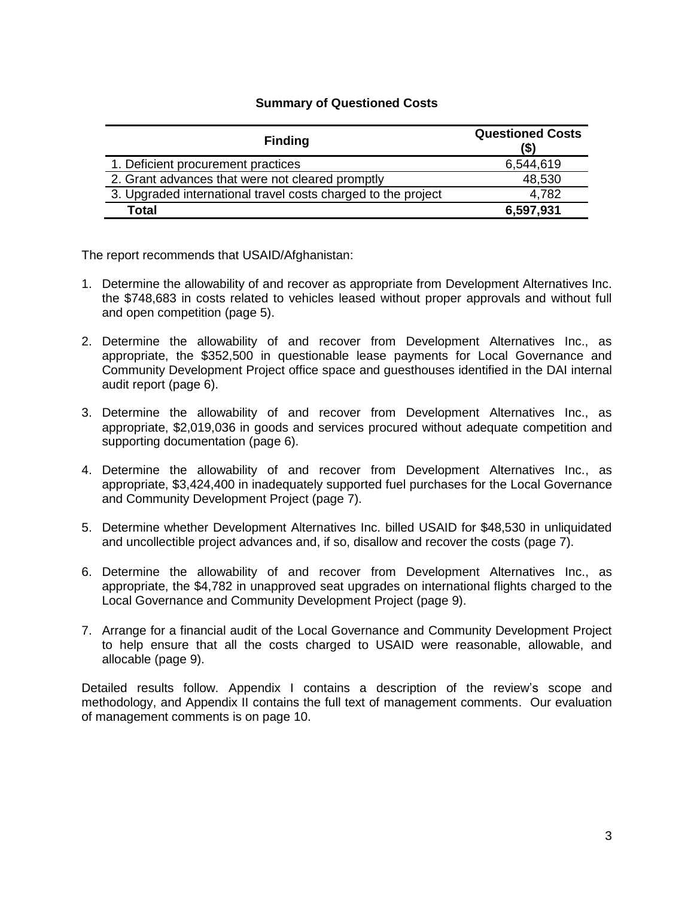**Summary of Questioned Costs**

| Finding | Questioned Costs ($) |
|---|---|
| 1. Deficient procurement practices | 6,544,619 |
| 2. Grant advances that were not cleared promptly | 48,530 |
| 3. Upgraded international travel costs charged to the project | 4,782 |
| **Total** | **6,597,931** |

The report recommends that USAID/Afghanistan:

1. Determine the allowability of and recover as appropriate from Development Alternatives Inc. the $748,683 in costs related to vehicles leased without proper approvals and without full and open competition (page 5).

2. Determine the allowability of and recover from Development Alternatives Inc., as appropriate, the $352,500 in questionable lease payments for Local Governance and Community Development Project office space and guesthouses identified in the DAI internal audit report (page 6).

3. Determine the allowability of and recover from Development Alternatives Inc., as appropriate, $2,019,036 in goods and services procured without adequate competition and supporting documentation (page 6).

4. Determine the allowability of and recover from Development Alternatives Inc., as appropriate, $3,424,400 in inadequately supported fuel purchases for the Local Governance and Community Development Project (page 7).

5. Determine whether Development Alternatives Inc. billed USAID for $48,530 in unliquidated and uncollectible project advances and, if so, disallow and recover the costs (page 7).

6. Determine the allowability of and recover from Development Alternatives Inc., as appropriate, the $4,782 in unapproved seat upgrades on international flights charged to the Local Governance and Community Development Project (page 9).

7. Arrange for a financial audit of the Local Governance and Community Development Project to help ensure that all the costs charged to USAID were reasonable, allowable, and allocable (page 9).

Detailed results follow. Appendix I contains a description of the review's scope and methodology, and Appendix II contains the full text of management comments. Our evaluation of management comments is on page 10.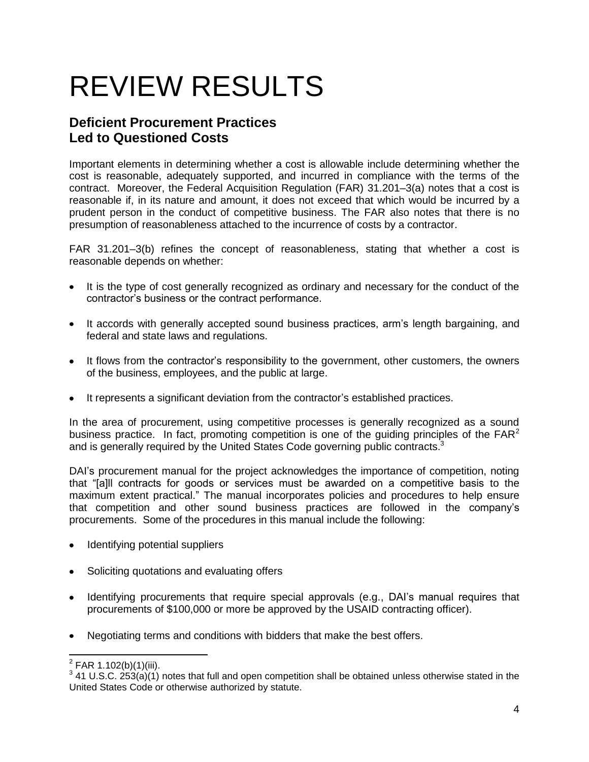# REVIEW RESULTS

## Deficient Procurement Practices Led to Questioned Costs

Important elements in determining whether a cost is allowable include determining whether the cost is reasonable, adequately supported, and incurred in compliance with the terms of the contract. Moreover, the Federal Acquisition Regulation (FAR) 31.201–3(a) notes that a cost is reasonable if, in its nature and amount, it does not exceed that which would be incurred by a prudent person in the conduct of competitive business. The FAR also notes that there is no presumption of reasonableness attached to the incurrence of costs by a contractor.

FAR 31.201–3(b) refines the concept of reasonableness, stating that whether a cost is reasonable depends on whether:

- It is the type of cost generally recognized as ordinary and necessary for the conduct of the contractor's business or the contract performance.
- It accords with generally accepted sound business practices, arm's length bargaining, and federal and state laws and regulations.
- It flows from the contractor's responsibility to the government, other customers, the owners of the business, employees, and the public at large.
- It represents a significant deviation from the contractor's established practices.

In the area of procurement, using competitive processes is generally recognized as a sound business practice. In fact, promoting competition is one of the guiding principles of the FAR[2] and is generally required by the United States Code governing public contracts.[3]

DAI's procurement manual for the project acknowledges the importance of competition, noting that "[a]ll contracts for goods or services must be awarded on a competitive basis to the maximum extent practical." The manual incorporates policies and procedures to help ensure that competition and other sound business practices are followed in the company's procurements. Some of the procedures in this manual include the following:

- Identifying potential suppliers
- Soliciting quotations and evaluating offers
- Identifying procurements that require special approvals (e.g., DAI's manual requires that procurements of $100,000 or more be approved by the USAID contracting officer).
- Negotiating terms and conditions with bidders that make the best offers.

---

[2] FAR 1.102(b)(1)(iii).

[3] 41 U.S.C. 253(a)(1) notes that full and open competition shall be obtained unless otherwise stated in the United States Code or otherwise authorized by statute.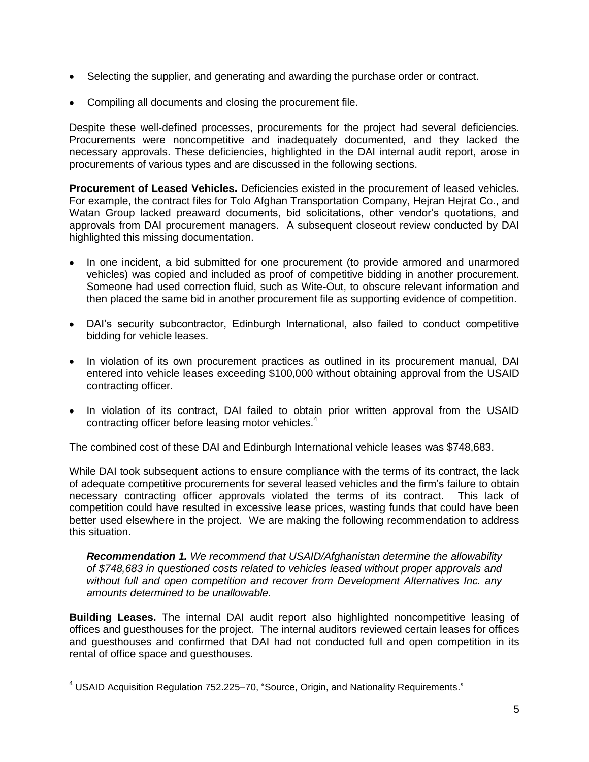- Selecting the supplier, and generating and awarding the purchase order or contract.
- Compiling all documents and closing the procurement file.

Despite these well-defined processes, procurements for the project had several deficiencies. Procurements were noncompetitive and inadequately documented, and they lacked the necessary approvals. These deficiencies, highlighted in the DAI internal audit report, arose in procurements of various types and are discussed in the following sections.

**Procurement of Leased Vehicles.** Deficiencies existed in the procurement of leased vehicles. For example, the contract files for Tolo Afghan Transportation Company, Hejran Hejrat Co., and Watan Group lacked preaward documents, bid solicitations, other vendor's quotations, and approvals from DAI procurement managers. A subsequent closeout review conducted by DAI highlighted this missing documentation.

- In one incident, a bid submitted for one procurement (to provide armored and unarmored vehicles) was copied and included as proof of competitive bidding in another procurement. Someone had used correction fluid, such as Wite-Out, to obscure relevant information and then placed the same bid in another procurement file as supporting evidence of competition.
- DAI's security subcontractor, Edinburgh International, also failed to conduct competitive bidding for vehicle leases.
- In violation of its own procurement practices as outlined in its procurement manual, DAI entered into vehicle leases exceeding $100,000 without obtaining approval from the USAID contracting officer.
- In violation of its contract, DAI failed to obtain prior written approval from the USAID contracting officer before leasing motor vehicles.[4]

The combined cost of these DAI and Edinburgh International vehicle leases was $748,683.

While DAI took subsequent actions to ensure compliance with the terms of its contract, the lack of adequate competitive procurements for several leased vehicles and the firm's failure to obtain necessary contracting officer approvals violated the terms of its contract. This lack of competition could have resulted in excessive lease prices, wasting funds that could have been better used elsewhere in the project. We are making the following recommendation to address this situation.

> ***Recommendation 1.*** *We recommend that USAID/Afghanistan determine the allowability of $748,683 in questioned costs related to vehicles leased without proper approvals and without full and open competition and recover from Development Alternatives Inc. any amounts determined to be unallowable.*

**Building Leases.** The internal DAI audit report also highlighted noncompetitive leasing of offices and guesthouses for the project. The internal auditors reviewed certain leases for offices and guesthouses and confirmed that DAI had not conducted full and open competition in its rental of office space and guesthouses.

---

[4] USAID Acquisition Regulation 752.225–70, "Source, Origin, and Nationality Requirements."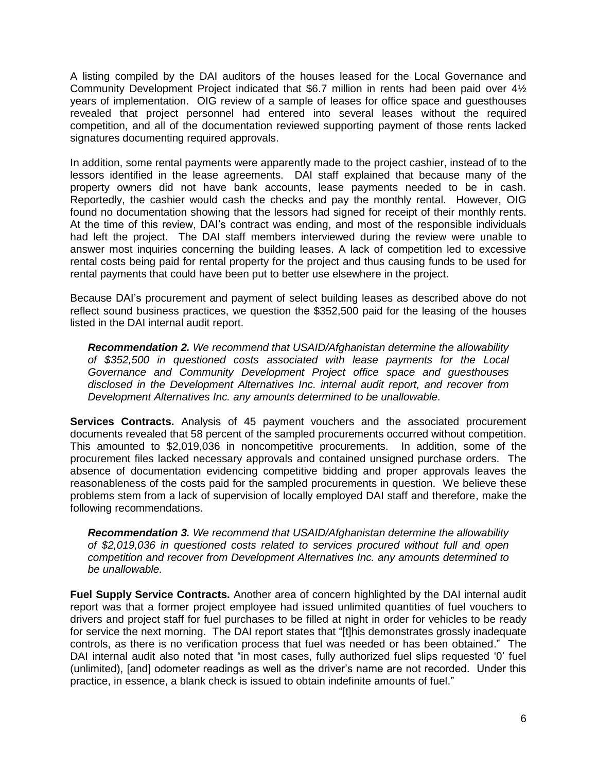A listing compiled by the DAI auditors of the houses leased for the Local Governance and Community Development Project indicated that $6.7 million in rents had been paid over 4½ years of implementation. OIG review of a sample of leases for office space and guesthouses revealed that project personnel had entered into several leases without the required competition, and all of the documentation reviewed supporting payment of those rents lacked signatures documenting required approvals.

In addition, some rental payments were apparently made to the project cashier, instead of to the lessors identified in the lease agreements. DAI staff explained that because many of the property owners did not have bank accounts, lease payments needed to be in cash. Reportedly, the cashier would cash the checks and pay the monthly rental. However, OIG found no documentation showing that the lessors had signed for receipt of their monthly rents. At the time of this review, DAI's contract was ending, and most of the responsible individuals had left the project. The DAI staff members interviewed during the review were unable to answer most inquiries concerning the building leases. A lack of competition led to excessive rental costs being paid for rental property for the project and thus causing funds to be used for rental payments that could have been put to better use elsewhere in the project.

Because DAI's procurement and payment of select building leases as described above do not reflect sound business practices, we question the $352,500 paid for the leasing of the houses listed in the DAI internal audit report.

> ***Recommendation 2.*** *We recommend that USAID/Afghanistan determine the allowability of $352,500 in questioned costs associated with lease payments for the Local Governance and Community Development Project office space and guesthouses disclosed in the Development Alternatives Inc. internal audit report, and recover from Development Alternatives Inc. any amounts determined to be unallowable.*

**Services Contracts.** Analysis of 45 payment vouchers and the associated procurement documents revealed that 58 percent of the sampled procurements occurred without competition. This amounted to $2,019,036 in noncompetitive procurements. In addition, some of the procurement files lacked necessary approvals and contained unsigned purchase orders. The absence of documentation evidencing competitive bidding and proper approvals leaves the reasonableness of the costs paid for the sampled procurements in question. We believe these problems stem from a lack of supervision of locally employed DAI staff and therefore, make the following recommendations.

> ***Recommendation 3.*** *We recommend that USAID/Afghanistan determine the allowability of $2,019,036 in questioned costs related to services procured without full and open competition and recover from Development Alternatives Inc. any amounts determined to be unallowable.*

**Fuel Supply Service Contracts.** Another area of concern highlighted by the DAI internal audit report was that a former project employee had issued unlimited quantities of fuel vouchers to drivers and project staff for fuel purchases to be filled at night in order for vehicles to be ready for service the next morning. The DAI report states that "[t]his demonstrates grossly inadequate controls, as there is no verification process that fuel was needed or has been obtained." The DAI internal audit also noted that "in most cases, fully authorized fuel slips requested '0' fuel (unlimited), [and] odometer readings as well as the driver's name are not recorded. Under this practice, in essence, a blank check is issued to obtain indefinite amounts of fuel."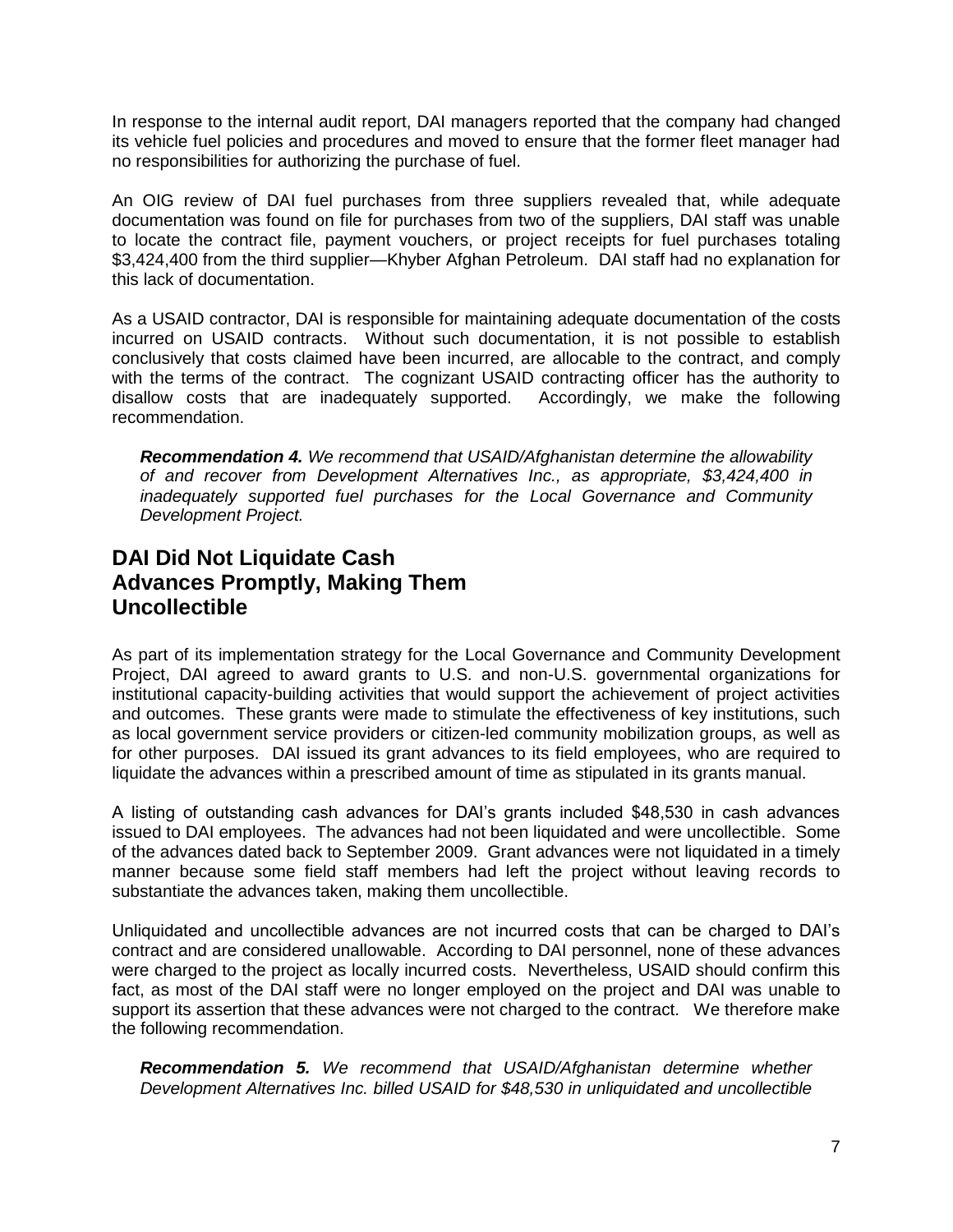In response to the internal audit report, DAI managers reported that the company had changed its vehicle fuel policies and procedures and moved to ensure that the former fleet manager had no responsibilities for authorizing the purchase of fuel.

An OIG review of DAI fuel purchases from three suppliers revealed that, while adequate documentation was found on file for purchases from two of the suppliers, DAI staff was unable to locate the contract file, payment vouchers, or project receipts for fuel purchases totaling \$3,424,400 from the third supplier—Khyber Afghan Petroleum. DAI staff had no explanation for this lack of documentation.

As a USAID contractor, DAI is responsible for maintaining adequate documentation of the costs incurred on USAID contracts. Without such documentation, it is not possible to establish conclusively that costs claimed have been incurred, are allocable to the contract, and comply with the terms of the contract. The cognizant USAID contracting officer has the authority to disallow costs that are inadequately supported. Accordingly, we make the following recommendation.

> ***Recommendation 4.*** *We recommend that USAID/Afghanistan determine the allowability of and recover from Development Alternatives Inc., as appropriate, \$3,424,400 in inadequately supported fuel purchases for the Local Governance and Community Development Project.*

## DAI Did Not Liquidate Cash Advances Promptly, Making Them Uncollectible

As part of its implementation strategy for the Local Governance and Community Development Project, DAI agreed to award grants to U.S. and non-U.S. governmental organizations for institutional capacity-building activities that would support the achievement of project activities and outcomes. These grants were made to stimulate the effectiveness of key institutions, such as local government service providers or citizen-led community mobilization groups, as well as for other purposes. DAI issued its grant advances to its field employees, who are required to liquidate the advances within a prescribed amount of time as stipulated in its grants manual.

A listing of outstanding cash advances for DAI's grants included \$48,530 in cash advances issued to DAI employees. The advances had not been liquidated and were uncollectible. Some of the advances dated back to September 2009. Grant advances were not liquidated in a timely manner because some field staff members had left the project without leaving records to substantiate the advances taken, making them uncollectible.

Unliquidated and uncollectible advances are not incurred costs that can be charged to DAI's contract and are considered unallowable. According to DAI personnel, none of these advances were charged to the project as locally incurred costs. Nevertheless, USAID should confirm this fact, as most of the DAI staff were no longer employed on the project and DAI was unable to support its assertion that these advances were not charged to the contract. We therefore make the following recommendation.

> ***Recommendation 5.*** *We recommend that USAID/Afghanistan determine whether Development Alternatives Inc. billed USAID for \$48,530 in unliquidated and uncollectible*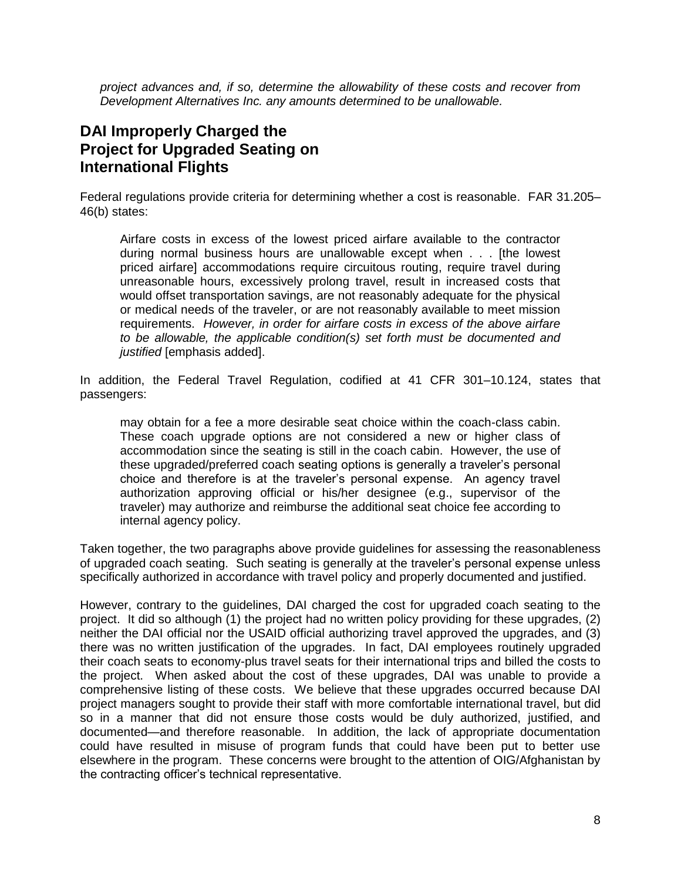*project advances and, if so, determine the allowability of these costs and recover from Development Alternatives Inc. any amounts determined to be unallowable.*

## DAI Improperly Charged the Project for Upgraded Seating on International Flights

Federal regulations provide criteria for determining whether a cost is reasonable. FAR 31.205–46(b) states:

> Airfare costs in excess of the lowest priced airfare available to the contractor during normal business hours are unallowable except when . . . [the lowest priced airfare] accommodations require circuitous routing, require travel during unreasonable hours, excessively prolong travel, result in increased costs that would offset transportation savings, are not reasonably adequate for the physical or medical needs of the traveler, or are not reasonably available to meet mission requirements. *However, in order for airfare costs in excess of the above airfare to be allowable, the applicable condition(s) set forth must be documented and justified* [emphasis added].

In addition, the Federal Travel Regulation, codified at 41 CFR 301–10.124, states that passengers:

> may obtain for a fee a more desirable seat choice within the coach-class cabin. These coach upgrade options are not considered a new or higher class of accommodation since the seating is still in the coach cabin. However, the use of these upgraded/preferred coach seating options is generally a traveler's personal choice and therefore is at the traveler's personal expense. An agency travel authorization approving official or his/her designee (e.g., supervisor of the traveler) may authorize and reimburse the additional seat choice fee according to internal agency policy.

Taken together, the two paragraphs above provide guidelines for assessing the reasonableness of upgraded coach seating. Such seating is generally at the traveler's personal expense unless specifically authorized in accordance with travel policy and properly documented and justified.

However, contrary to the guidelines, DAI charged the cost for upgraded coach seating to the project. It did so although (1) the project had no written policy providing for these upgrades, (2) neither the DAI official nor the USAID official authorizing travel approved the upgrades, and (3) there was no written justification of the upgrades. In fact, DAI employees routinely upgraded their coach seats to economy-plus travel seats for their international trips and billed the costs to the project. When asked about the cost of these upgrades, DAI was unable to provide a comprehensive listing of these costs. We believe that these upgrades occurred because DAI project managers sought to provide their staff with more comfortable international travel, but did so in a manner that did not ensure those costs would be duly authorized, justified, and documented—and therefore reasonable. In addition, the lack of appropriate documentation could have resulted in misuse of program funds that could have been put to better use elsewhere in the program. These concerns were brought to the attention of OIG/Afghanistan by the contracting officer's technical representative.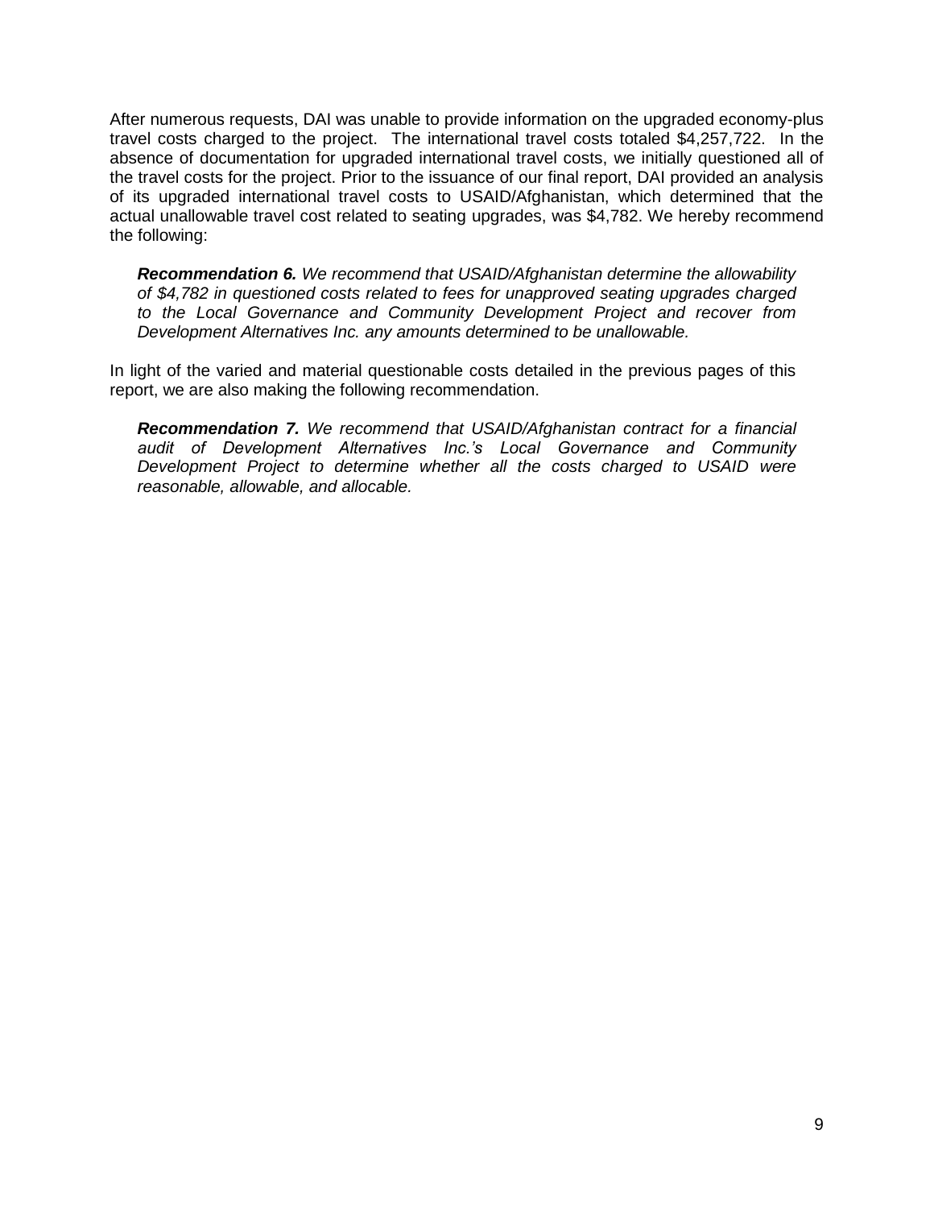After numerous requests, DAI was unable to provide information on the upgraded economy-plus travel costs charged to the project. The international travel costs totaled $4,257,722. In the absence of documentation for upgraded international travel costs, we initially questioned all of the travel costs for the project. Prior to the issuance of our final report, DAI provided an analysis of its upgraded international travel costs to USAID/Afghanistan, which determined that the actual unallowable travel cost related to seating upgrades, was $4,782. We hereby recommend the following:

> ***Recommendation 6.*** *We recommend that USAID/Afghanistan determine the allowability of $4,782 in questioned costs related to fees for unapproved seating upgrades charged to the Local Governance and Community Development Project and recover from Development Alternatives Inc. any amounts determined to be unallowable.*

In light of the varied and material questionable costs detailed in the previous pages of this report, we are also making the following recommendation.

> ***Recommendation 7.*** *We recommend that USAID/Afghanistan contract for a financial audit of Development Alternatives Inc.'s Local Governance and Community Development Project to determine whether all the costs charged to USAID were reasonable, allowable, and allocable.*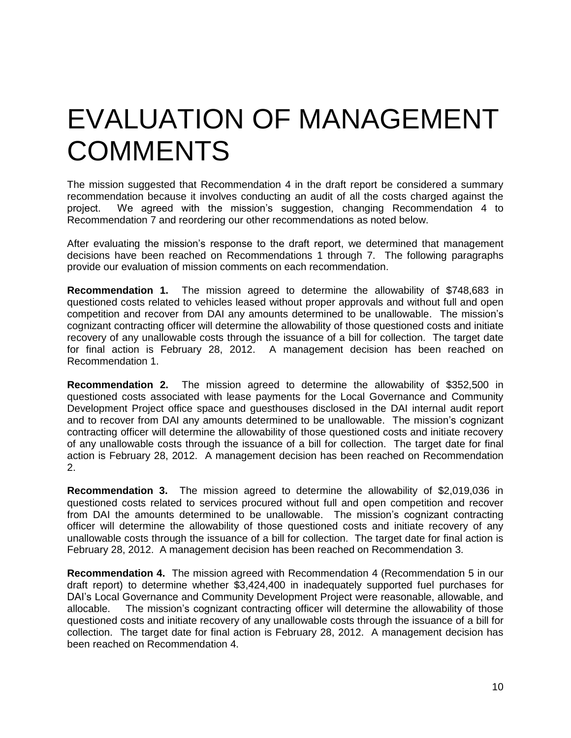# EVALUATION OF MANAGEMENT COMMENTS

The mission suggested that Recommendation 4 in the draft report be considered a summary recommendation because it involves conducting an audit of all the costs charged against the project. We agreed with the mission's suggestion, changing Recommendation 4 to Recommendation 7 and reordering our other recommendations as noted below.

After evaluating the mission's response to the draft report, we determined that management decisions have been reached on Recommendations 1 through 7. The following paragraphs provide our evaluation of mission comments on each recommendation.

**Recommendation 1.** The mission agreed to determine the allowability of $748,683 in questioned costs related to vehicles leased without proper approvals and without full and open competition and recover from DAI any amounts determined to be unallowable. The mission's cognizant contracting officer will determine the allowability of those questioned costs and initiate recovery of any unallowable costs through the issuance of a bill for collection. The target date for final action is February 28, 2012. A management decision has been reached on Recommendation 1.

**Recommendation 2.** The mission agreed to determine the allowability of $352,500 in questioned costs associated with lease payments for the Local Governance and Community Development Project office space and guesthouses disclosed in the DAI internal audit report and to recover from DAI any amounts determined to be unallowable. The mission's cognizant contracting officer will determine the allowability of those questioned costs and initiate recovery of any unallowable costs through the issuance of a bill for collection. The target date for final action is February 28, 2012. A management decision has been reached on Recommendation 2.

**Recommendation 3.** The mission agreed to determine the allowability of $2,019,036 in questioned costs related to services procured without full and open competition and recover from DAI the amounts determined to be unallowable. The mission's cognizant contracting officer will determine the allowability of those questioned costs and initiate recovery of any unallowable costs through the issuance of a bill for collection. The target date for final action is February 28, 2012. A management decision has been reached on Recommendation 3.

**Recommendation 4.** The mission agreed with Recommendation 4 (Recommendation 5 in our draft report) to determine whether $3,424,400 in inadequately supported fuel purchases for DAI's Local Governance and Community Development Project were reasonable, allowable, and allocable. The mission's cognizant contracting officer will determine the allowability of those questioned costs and initiate recovery of any unallowable costs through the issuance of a bill for collection. The target date for final action is February 28, 2012. A management decision has been reached on Recommendation 4.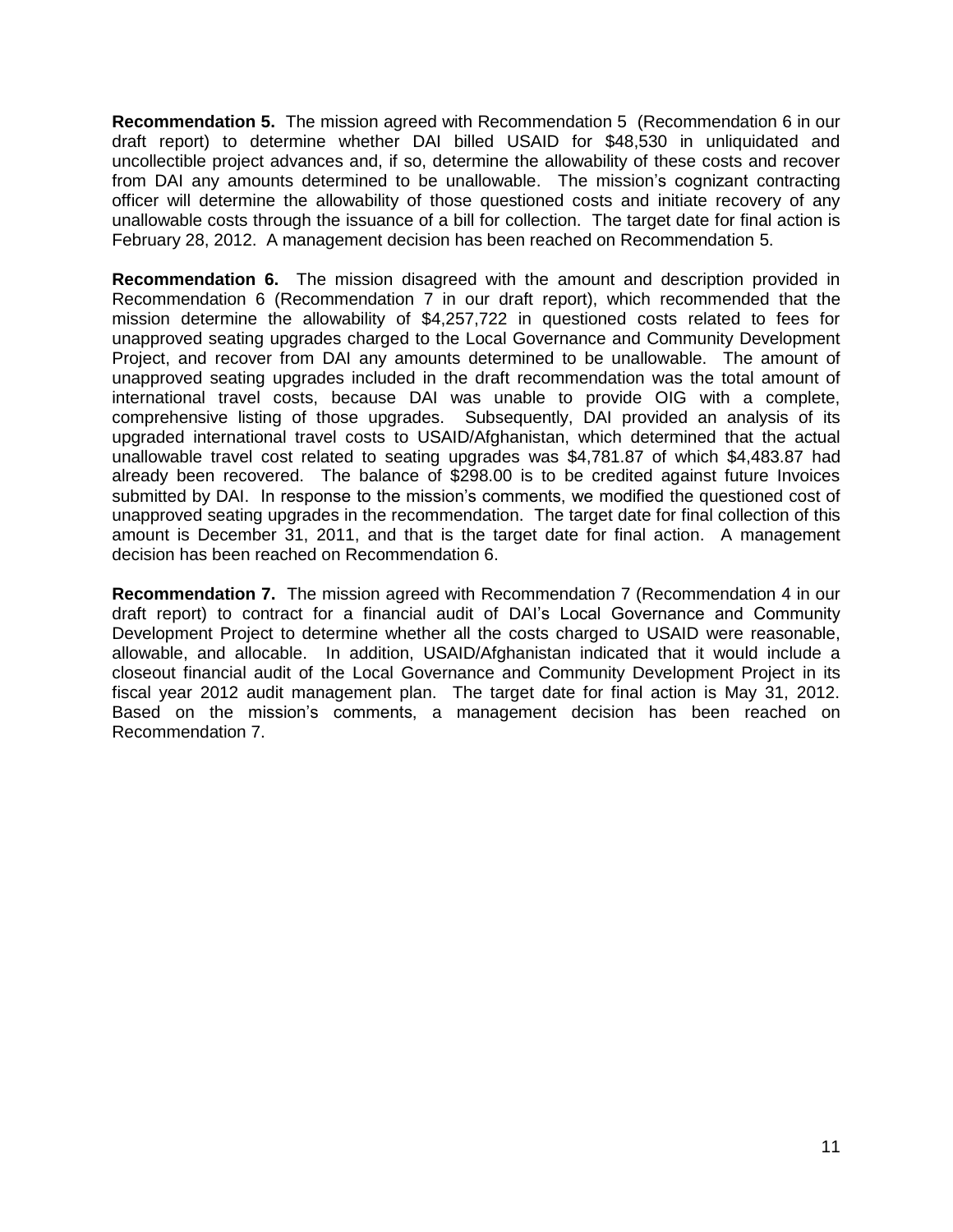**Recommendation 5.** The mission agreed with Recommendation 5 (Recommendation 6 in our draft report) to determine whether DAI billed USAID for $48,530 in unliquidated and uncollectible project advances and, if so, determine the allowability of these costs and recover from DAI any amounts determined to be unallowable. The mission's cognizant contracting officer will determine the allowability of those questioned costs and initiate recovery of any unallowable costs through the issuance of a bill for collection. The target date for final action is February 28, 2012. A management decision has been reached on Recommendation 5.

**Recommendation 6.** The mission disagreed with the amount and description provided in Recommendation 6 (Recommendation 7 in our draft report), which recommended that the mission determine the allowability of $4,257,722 in questioned costs related to fees for unapproved seating upgrades charged to the Local Governance and Community Development Project, and recover from DAI any amounts determined to be unallowable. The amount of unapproved seating upgrades included in the draft recommendation was the total amount of international travel costs, because DAI was unable to provide OIG with a complete, comprehensive listing of those upgrades. Subsequently, DAI provided an analysis of its upgraded international travel costs to USAID/Afghanistan, which determined that the actual unallowable travel cost related to seating upgrades was $4,781.87 of which $4,483.87 had already been recovered. The balance of $298.00 is to be credited against future Invoices submitted by DAI. In response to the mission's comments, we modified the questioned cost of unapproved seating upgrades in the recommendation. The target date for final collection of this amount is December 31, 2011, and that is the target date for final action. A management decision has been reached on Recommendation 6.

**Recommendation 7.** The mission agreed with Recommendation 7 (Recommendation 4 in our draft report) to contract for a financial audit of DAI's Local Governance and Community Development Project to determine whether all the costs charged to USAID were reasonable, allowable, and allocable. In addition, USAID/Afghanistan indicated that it would include a closeout financial audit of the Local Governance and Community Development Project in its fiscal year 2012 audit management plan. The target date for final action is May 31, 2012. Based on the mission's comments, a management decision has been reached on Recommendation 7.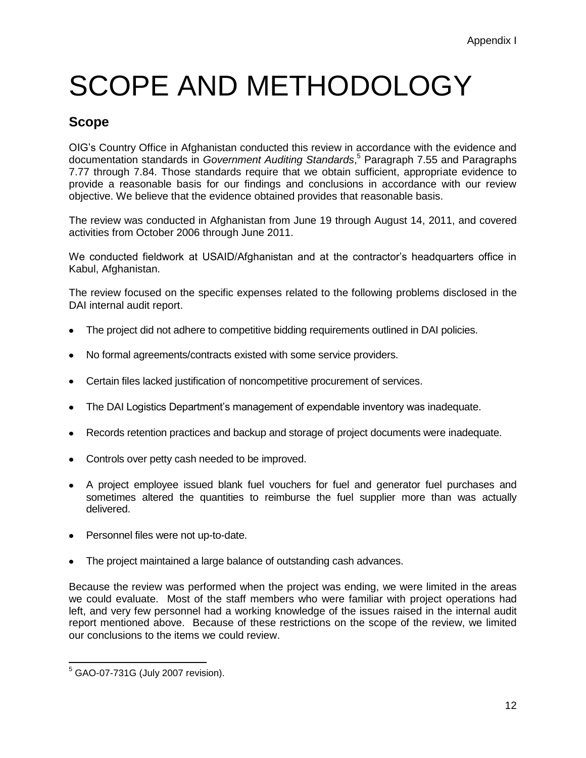Appendix I

# SCOPE AND METHODOLOGY

## Scope

OIG's Country Office in Afghanistan conducted this review in accordance with the evidence and documentation standards in *Government Auditing Standards*,[5] Paragraph 7.55 and Paragraphs 7.77 through 7.84. Those standards require that we obtain sufficient, appropriate evidence to provide a reasonable basis for our findings and conclusions in accordance with our review objective. We believe that the evidence obtained provides that reasonable basis.

The review was conducted in Afghanistan from June 19 through August 14, 2011, and covered activities from October 2006 through June 2011.

We conducted fieldwork at USAID/Afghanistan and at the contractor's headquarters office in Kabul, Afghanistan.

The review focused on the specific expenses related to the following problems disclosed in the DAI internal audit report.

- The project did not adhere to competitive bidding requirements outlined in DAI policies.
- No formal agreements/contracts existed with some service providers.
- Certain files lacked justification of noncompetitive procurement of services.
- The DAI Logistics Department's management of expendable inventory was inadequate.
- Records retention practices and backup and storage of project documents were inadequate.
- Controls over petty cash needed to be improved.
- A project employee issued blank fuel vouchers for fuel and generator fuel purchases and sometimes altered the quantities to reimburse the fuel supplier more than was actually delivered.
- Personnel files were not up-to-date.
- The project maintained a large balance of outstanding cash advances.

Because the review was performed when the project was ending, we were limited in the areas we could evaluate. Most of the staff members who were familiar with project operations had left, and very few personnel had a working knowledge of the issues raised in the internal audit report mentioned above. Because of these restrictions on the scope of the review, we limited our conclusions to the items we could review.

---

[5] GAO-07-731G (July 2007 revision).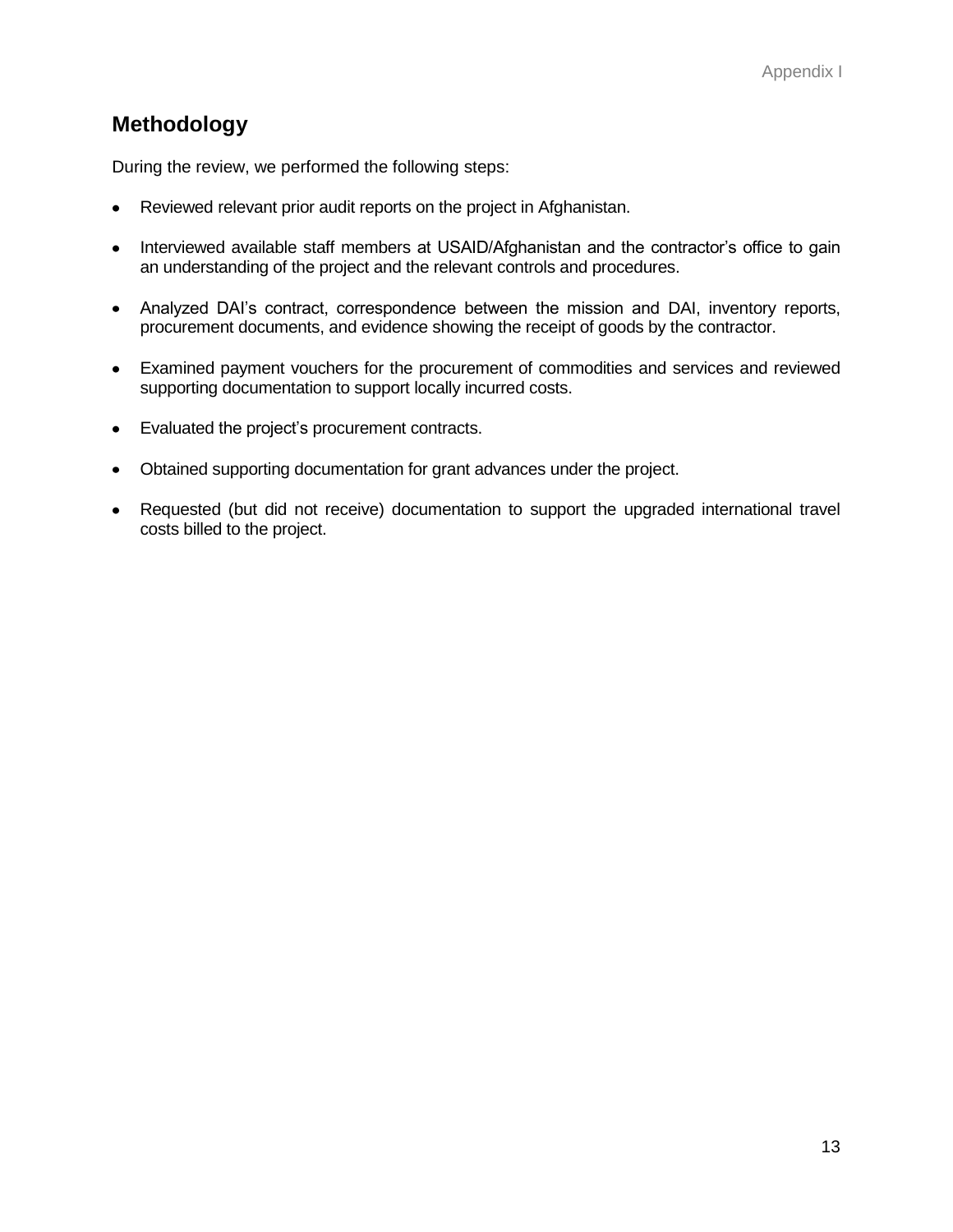## Methodology

During the review, we performed the following steps:

- Reviewed relevant prior audit reports on the project in Afghanistan.
- Interviewed available staff members at USAID/Afghanistan and the contractor's office to gain an understanding of the project and the relevant controls and procedures.
- Analyzed DAI's contract, correspondence between the mission and DAI, inventory reports, procurement documents, and evidence showing the receipt of goods by the contractor.
- Examined payment vouchers for the procurement of commodities and services and reviewed supporting documentation to support locally incurred costs.
- Evaluated the project's procurement contracts.
- Obtained supporting documentation for grant advances under the project.
- Requested (but did not receive) documentation to support the upgraded international travel costs billed to the project.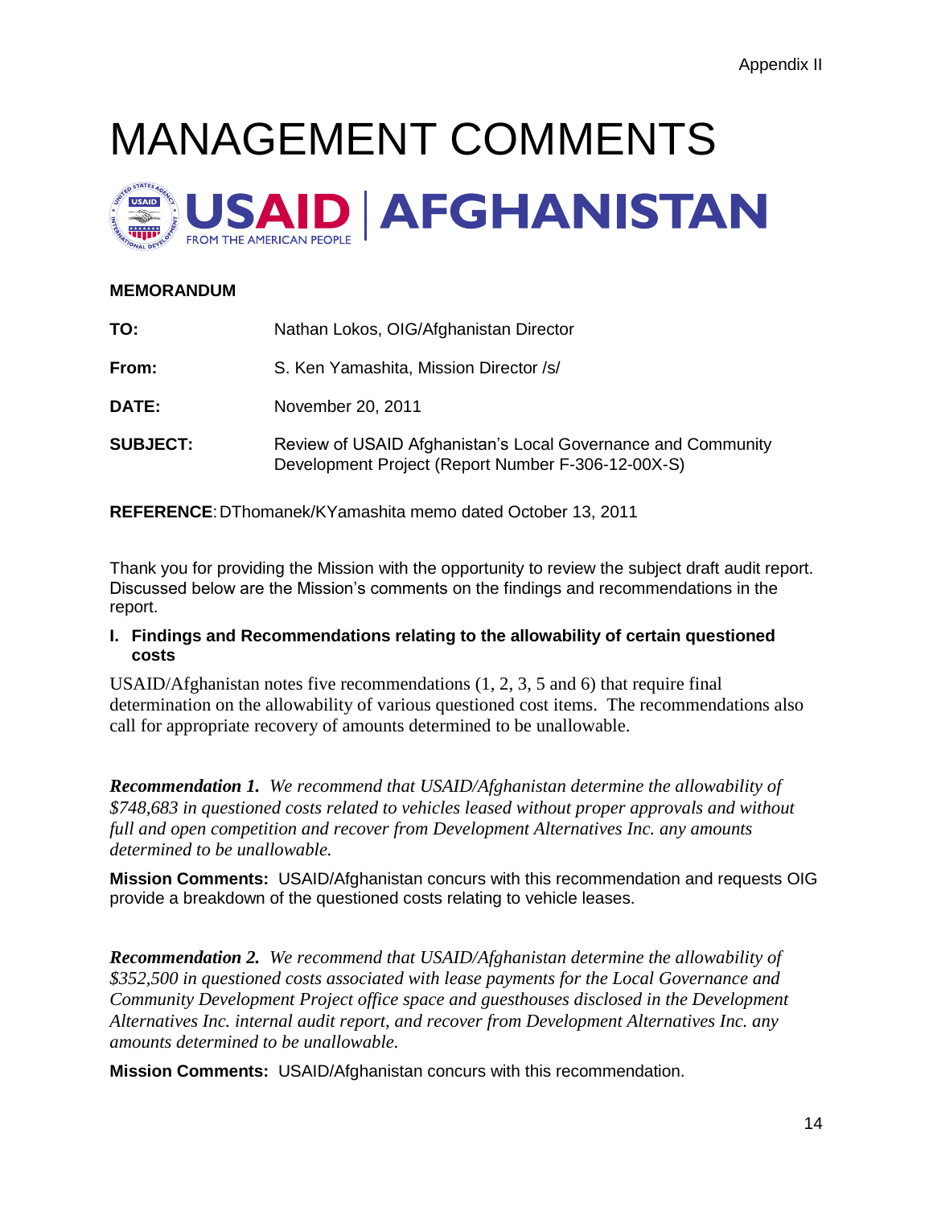Appendix II

# MANAGEMENT COMMENTS

USAID | AFGHANISTAN
FROM THE AMERICAN PEOPLE

**MEMORANDUM**

**TO:** Nathan Lokos, OIG/Afghanistan Director

**From:** S. Ken Yamashita, Mission Director /s/

**DATE:** November 20, 2011

**SUBJECT:** Review of USAID Afghanistan's Local Governance and Community Development Project (Report Number F-306-12-00X-S)

**REFERENCE**: DThomanek/KYamashita memo dated October 13, 2011

Thank you for providing the Mission with the opportunity to review the subject draft audit report. Discussed below are the Mission's comments on the findings and recommendations in the report.

**I. Findings and Recommendations relating to the allowability of certain questioned costs**

USAID/Afghanistan notes five recommendations (1, 2, 3, 5 and 6) that require final determination on the allowability of various questioned cost items. The recommendations also call for appropriate recovery of amounts determined to be unallowable.

***Recommendation 1.*** *We recommend that USAID/Afghanistan determine the allowability of $748,683 in questioned costs related to vehicles leased without proper approvals and without full and open competition and recover from Development Alternatives Inc. any amounts determined to be unallowable.*

**Mission Comments:** USAID/Afghanistan concurs with this recommendation and requests OIG provide a breakdown of the questioned costs relating to vehicle leases.

***Recommendation 2.*** *We recommend that USAID/Afghanistan determine the allowability of $352,500 in questioned costs associated with lease payments for the Local Governance and Community Development Project office space and guesthouses disclosed in the Development Alternatives Inc. internal audit report, and recover from Development Alternatives Inc. any amounts determined to be unallowable.*

**Mission Comments:** USAID/Afghanistan concurs with this recommendation.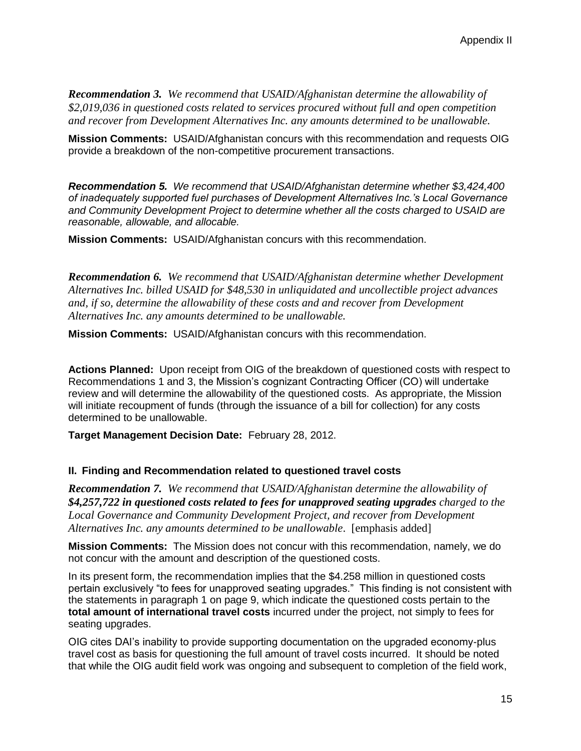*__Recommendation 3.__ We recommend that USAID/Afghanistan determine the allowability of $2,019,036 in questioned costs related to services procured without full and open competition and recover from Development Alternatives Inc. any amounts determined to be unallowable.*

**Mission Comments:** USAID/Afghanistan concurs with this recommendation and requests OIG provide a breakdown of the non-competitive procurement transactions.

***Recommendation 5.*** *We recommend that USAID/Afghanistan determine whether $3,424,400 of inadequately supported fuel purchases of Development Alternatives Inc.'s Local Governance and Community Development Project to determine whether all the costs charged to USAID are reasonable, allowable, and allocable.*

**Mission Comments:** USAID/Afghanistan concurs with this recommendation.

***Recommendation 6.*** *We recommend that USAID/Afghanistan determine whether Development Alternatives Inc. billed USAID for $48,530 in unliquidated and uncollectible project advances and, if so, determine the allowability of these costs and and recover from Development Alternatives Inc. any amounts determined to be unallowable.*

**Mission Comments:** USAID/Afghanistan concurs with this recommendation.

**Actions Planned:** Upon receipt from OIG of the breakdown of questioned costs with respect to Recommendations 1 and 3, the Mission's cognizant Contracting Officer (CO) will undertake review and will determine the allowability of the questioned costs. As appropriate, the Mission will initiate recoupment of funds (through the issuance of a bill for collection) for any costs determined to be unallowable.

**Target Management Decision Date:** February 28, 2012.

**II. Finding and Recommendation related to questioned travel costs**

***Recommendation 7.*** *We recommend that USAID/Afghanistan determine the allowability of **$4,257,722 in questioned costs related to fees for unapproved seating upgrades** charged to the Local Governance and Community Development Project, and recover from Development Alternatives Inc. any amounts determined to be unallowable.* [emphasis added]

**Mission Comments:** The Mission does not concur with this recommendation, namely, we do not concur with the amount and description of the questioned costs.

In its present form, the recommendation implies that the $4.258 million in questioned costs pertain exclusively "to fees for unapproved seating upgrades." This finding is not consistent with the statements in paragraph 1 on page 9, which indicate the questioned costs pertain to the **total amount of international travel costs** incurred under the project, not simply to fees for seating upgrades.

OIG cites DAI's inability to provide supporting documentation on the upgraded economy-plus travel cost as basis for questioning the full amount of travel costs incurred. It should be noted that while the OIG audit field work was ongoing and subsequent to completion of the field work,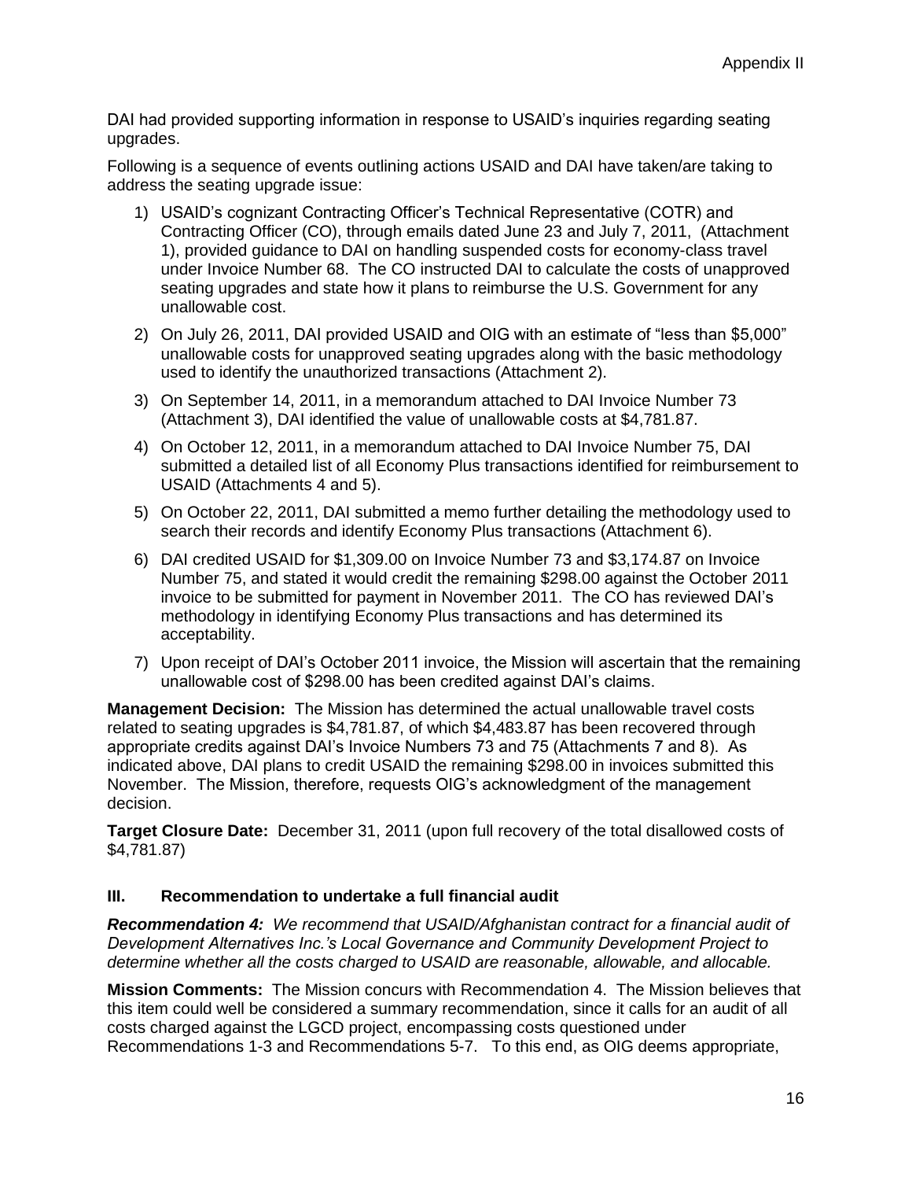DAI had provided supporting information in response to USAID's inquiries regarding seating upgrades.

Following is a sequence of events outlining actions USAID and DAI have taken/are taking to address the seating upgrade issue:

1) USAID's cognizant Contracting Officer's Technical Representative (COTR) and Contracting Officer (CO), through emails dated June 23 and July 7, 2011, (Attachment 1), provided guidance to DAI on handling suspended costs for economy-class travel under Invoice Number 68. The CO instructed DAI to calculate the costs of unapproved seating upgrades and state how it plans to reimburse the U.S. Government for any unallowable cost.
2) On July 26, 2011, DAI provided USAID and OIG with an estimate of "less than $5,000" unallowable costs for unapproved seating upgrades along with the basic methodology used to identify the unauthorized transactions (Attachment 2).
3) On September 14, 2011, in a memorandum attached to DAI Invoice Number 73 (Attachment 3), DAI identified the value of unallowable costs at $4,781.87.
4) On October 12, 2011, in a memorandum attached to DAI Invoice Number 75, DAI submitted a detailed list of all Economy Plus transactions identified for reimbursement to USAID (Attachments 4 and 5).
5) On October 22, 2011, DAI submitted a memo further detailing the methodology used to search their records and identify Economy Plus transactions (Attachment 6).
6) DAI credited USAID for $1,309.00 on Invoice Number 73 and $3,174.87 on Invoice Number 75, and stated it would credit the remaining $298.00 against the October 2011 invoice to be submitted for payment in November 2011. The CO has reviewed DAI's methodology in identifying Economy Plus transactions and has determined its acceptability.
7) Upon receipt of DAI's October 2011 invoice, the Mission will ascertain that the remaining unallowable cost of $298.00 has been credited against DAI's claims.

**Management Decision:** The Mission has determined the actual unallowable travel costs related to seating upgrades is $4,781.87, of which $4,483.87 has been recovered through appropriate credits against DAI's Invoice Numbers 73 and 75 (Attachments 7 and 8). As indicated above, DAI plans to credit USAID the remaining $298.00 in invoices submitted this November. The Mission, therefore, requests OIG's acknowledgment of the management decision.

**Target Closure Date:** December 31, 2011 (upon full recovery of the total disallowed costs of $4,781.87)

### III. Recommendation to undertake a full financial audit

***Recommendation 4:*** *We recommend that USAID/Afghanistan contract for a financial audit of Development Alternatives Inc.'s Local Governance and Community Development Project to determine whether all the costs charged to USAID are reasonable, allowable, and allocable.*

**Mission Comments:** The Mission concurs with Recommendation 4. The Mission believes that this item could well be considered a summary recommendation, since it calls for an audit of all costs charged against the LGCD project, encompassing costs questioned under Recommendations 1-3 and Recommendations 5-7. To this end, as OIG deems appropriate,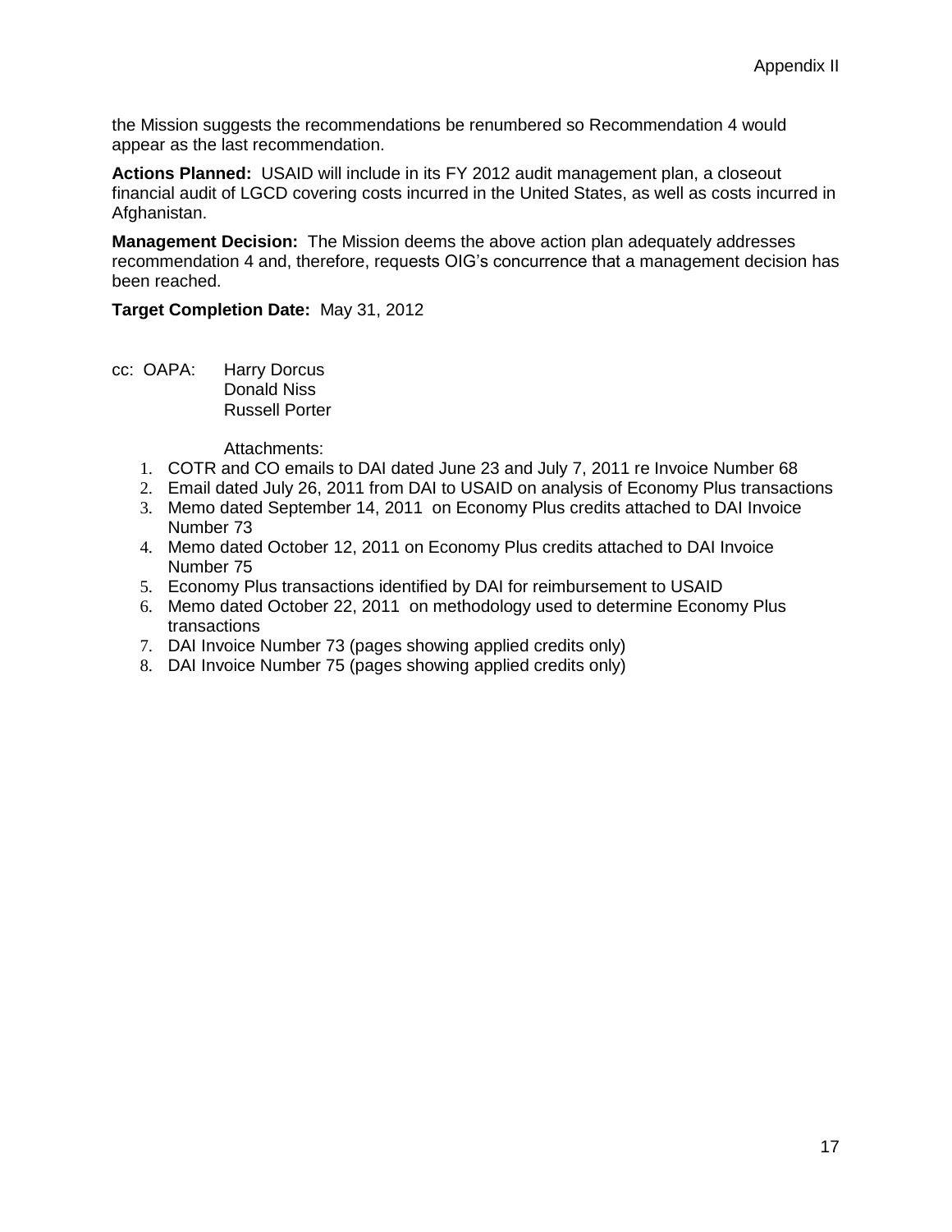the Mission suggests the recommendations be renumbered so Recommendation 4 would appear as the last recommendation.

**Actions Planned:** USAID will include in its FY 2012 audit management plan, a closeout financial audit of LGCD covering costs incurred in the United States, as well as costs incurred in Afghanistan.

**Management Decision:** The Mission deems the above action plan adequately addresses recommendation 4 and, therefore, requests OIG's concurrence that a management decision has been reached.

**Target Completion Date:** May 31, 2012

cc: OAPA: Harry Dorcus
Donald Niss
Russell Porter

Attachments:

1. COTR and CO emails to DAI dated June 23 and July 7, 2011 re Invoice Number 68
2. Email dated July 26, 2011 from DAI to USAID on analysis of Economy Plus transactions
3. Memo dated September 14, 2011 on Economy Plus credits attached to DAI Invoice Number 73
4. Memo dated October 12, 2011 on Economy Plus credits attached to DAI Invoice Number 75
5. Economy Plus transactions identified by DAI for reimbursement to USAID
6. Memo dated October 22, 2011 on methodology used to determine Economy Plus transactions
7. DAI Invoice Number 73 (pages showing applied credits only)
8. DAI Invoice Number 75 (pages showing applied credits only)